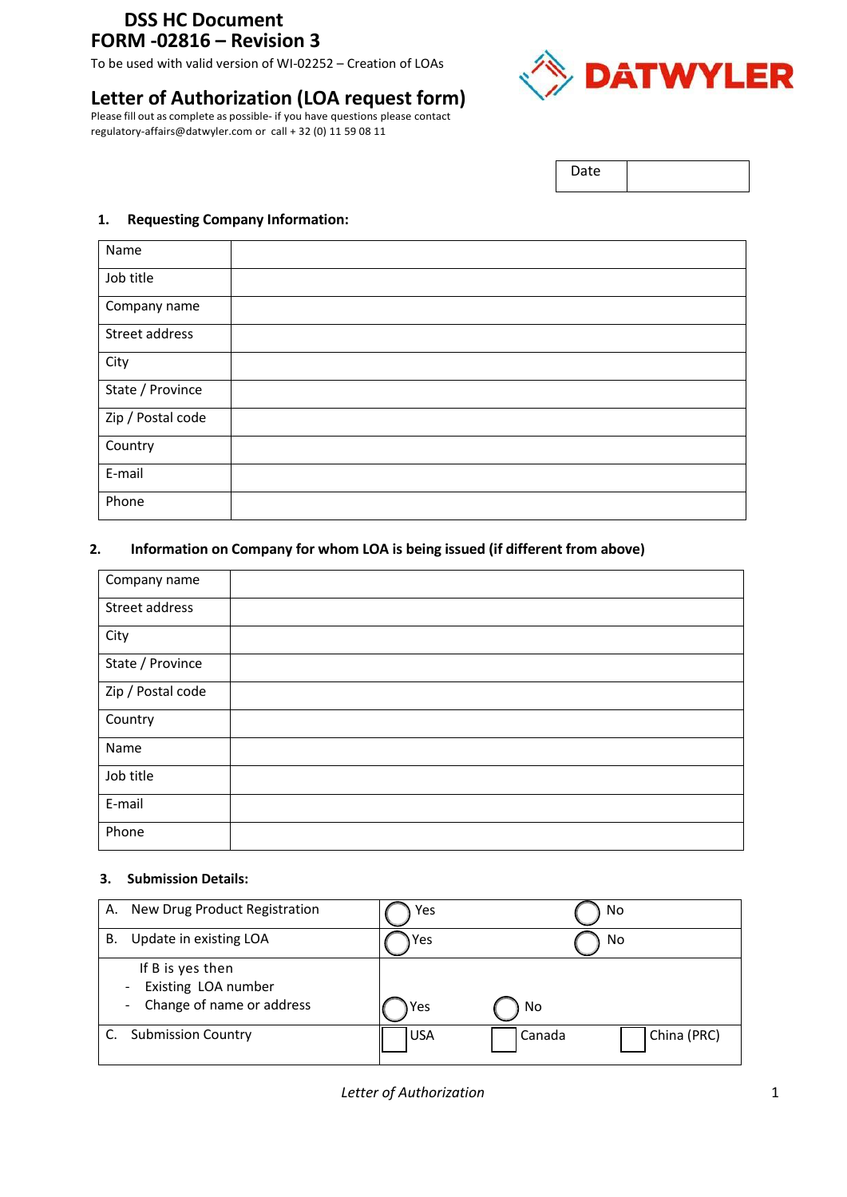# DSS HC Document
# FORM -02816 – Revision 3

To be used with valid version of WI-02252 – Creation of LOAs

## Letter of Authorization (LOA request form)

Please fill out as complete as possible- if you have questions please contact regulatory-affairs@datwyler.com or call + 32 (0) 11 59 08 11

DATWYLER

| Date | |
|---|---|

### 1. Requesting Company Information:

| Name | |
|---|---|
| Job title | |
| Company name | |
| Street address | |
| City | |
| State / Province | |
| Zip / Postal code | |
| Country | |
| E-mail | |
| Phone | |

### 2. Information on Company for whom LOA is being issued (if different from above)

| Company name | |
|---|---|
| Street address | |
| City | |
| State / Province | |
| Zip / Postal code | |
| Country | |
| Name | |
| Job title | |
| E-mail | |
| Phone | |

### 3. Submission Details:

| | | | |
|---|---|---|---|
| A. New Drug Product Registration | ◯ Yes | | ◯ No |
| B. Update in existing LOA | ◯ Yes | | ◯ No |
| If B is yes then<br>- Existing LOA number<br>- Change of name or address | ◯ Yes | ◯ No | |
| C. Submission Country | ☐ USA | ☐ Canada | ☐ China (PRC) |

*Letter of Authorization*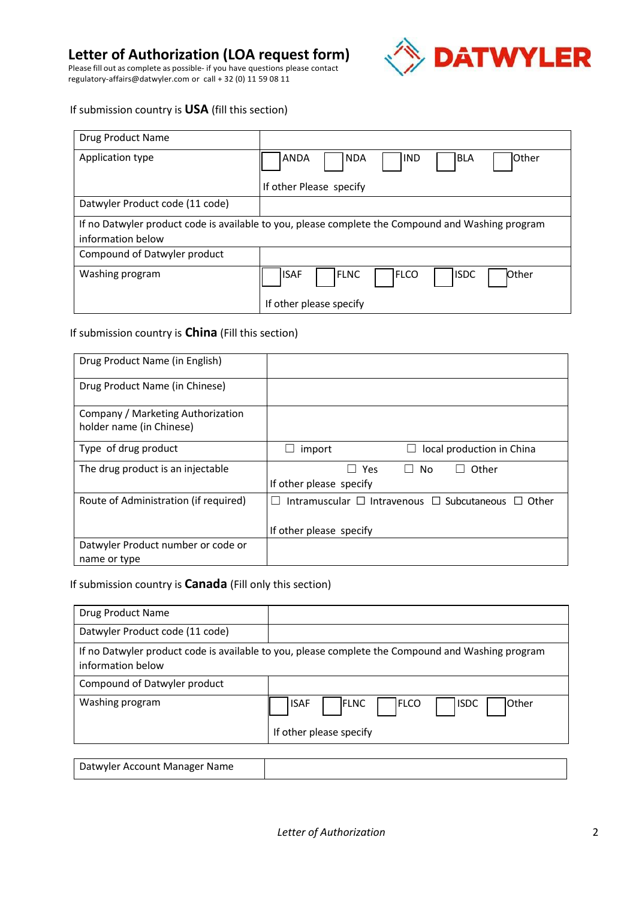# Letter of Authorization (LOA request form)

Please fill out as complete as possible- if you have questions please contact regulatory-affairs@datwyler.com or call + 32 (0) 11 59 08 11

DATWYLER

If submission country is **USA** (fill this section)

| | |
|---|---|
| Drug Product Name | |
| Application type | ☐ ANDA ☐ NDA ☐ IND ☐ BLA ☐ Other<br><br>If other Please specify |
| Datwyler Product code (11 code) | |
| If no Datwyler product code is available to you, please complete the Compound and Washing program information below | |
| Compound of Datwyler product | |
| Washing program | ☐ ISAF ☐ FLNC ☐ FLCO ☐ ISDC ☐ Other<br><br>If other please specify |

If submission country is **China** (Fill this section)

| | |
|---|---|
| Drug Product Name (in English) | |
| Drug Product Name (in Chinese) | |
| Company / Marketing Authorization holder name (in Chinese) | |
| Type of drug product | ☐ import ☐ local production in China |
| The drug product is an injectable | ☐ Yes ☐ No ☐ Other<br>If other please specify |
| Route of Administration (if required) | ☐ Intramuscular ☐ Intravenous ☐ Subcutaneous ☐ Other<br><br>If other please specify |
| Datwyler Product number or code or name or type | |

If submission country is **Canada** (Fill only this section)

| | |
|---|---|
| Drug Product Name | |
| Datwyler Product code (11 code) | |
| If no Datwyler product code is available to you, please complete the Compound and Washing program information below | |
| Compound of Datwyler product | |
| Washing program | ☐ ISAF ☐ FLNC ☐ FLCO ☐ ISDC ☐ Other<br><br>If other please specify |

| | |
|---|---|
| Datwyler Account Manager Name | |